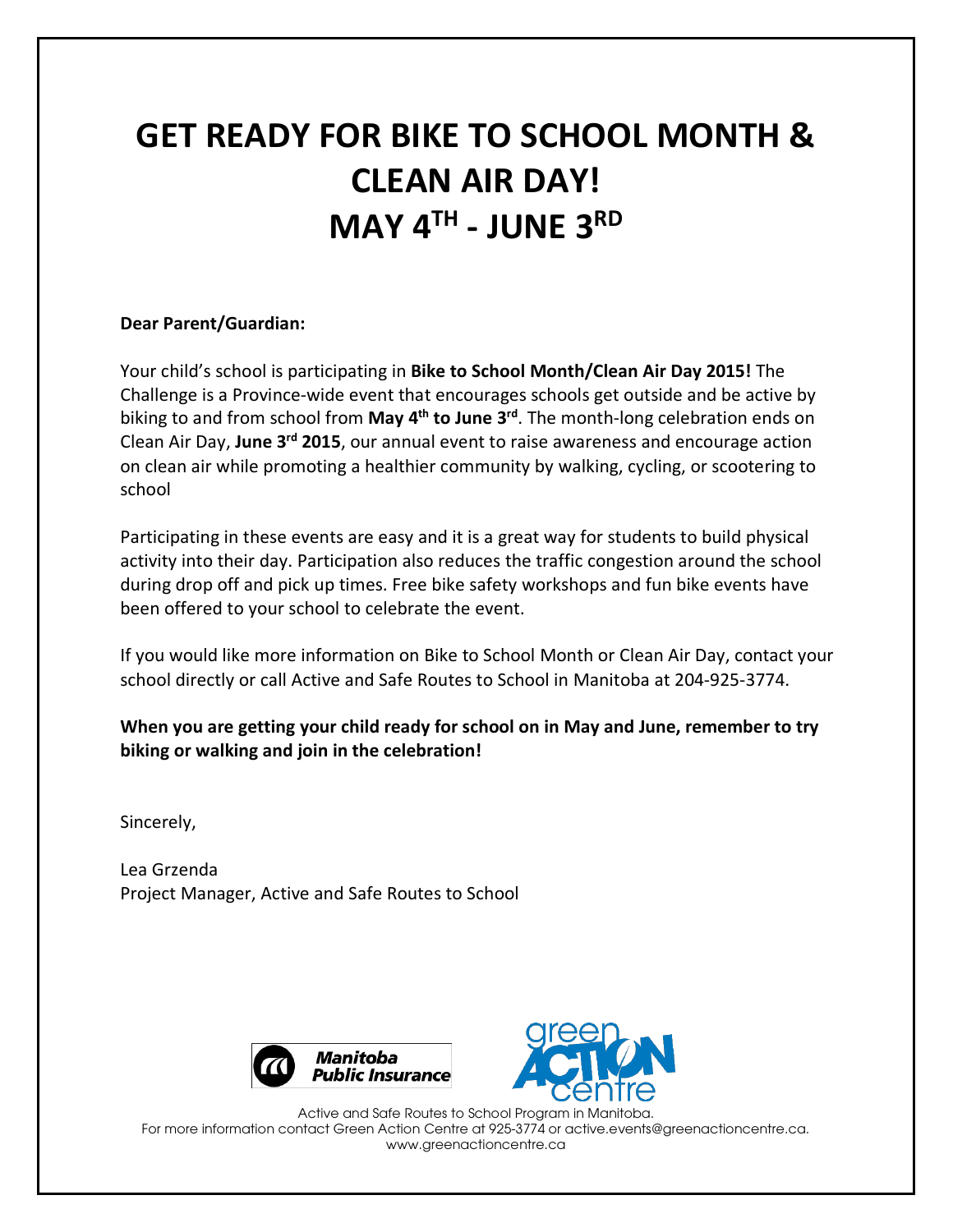# GET READY FOR BIKE TO SCHOOL MONTH & CLEAN AIR DAY! MAY 4TH - JUNE 3RD

**Dear Parent/Guardian:**

Your child's school is participating in **Bike to School Month/Clean Air Day 2015!** The Challenge is a Province-wide event that encourages schools get outside and be active by biking to and from school from **May 4th to June 3rd**. The month-long celebration ends on Clean Air Day, **June 3rd 2015**, our annual event to raise awareness and encourage action on clean air while promoting a healthier community by walking, cycling, or scootering to school

Participating in these events are easy and it is a great way for students to build physical activity into their day. Participation also reduces the traffic congestion around the school during drop off and pick up times. Free bike safety workshops and fun bike events have been offered to your school to celebrate the event.

If you would like more information on Bike to School Month or Clean Air Day, contact your school directly or call Active and Safe Routes to School in Manitoba at 204-925-3774.

**When you are getting your child ready for school on in May and June, remember to try biking or walking and join in the celebration!**

Sincerely,

Lea Grzenda
Project Manager, Active and Safe Routes to School

Manitoba Public Insurance

green ACTION centre

Active and Safe Routes to School Program in Manitoba.
For more information contact Green Action Centre at 925-3774 or active.events@greenactioncentre.ca.
www.greenactioncentre.ca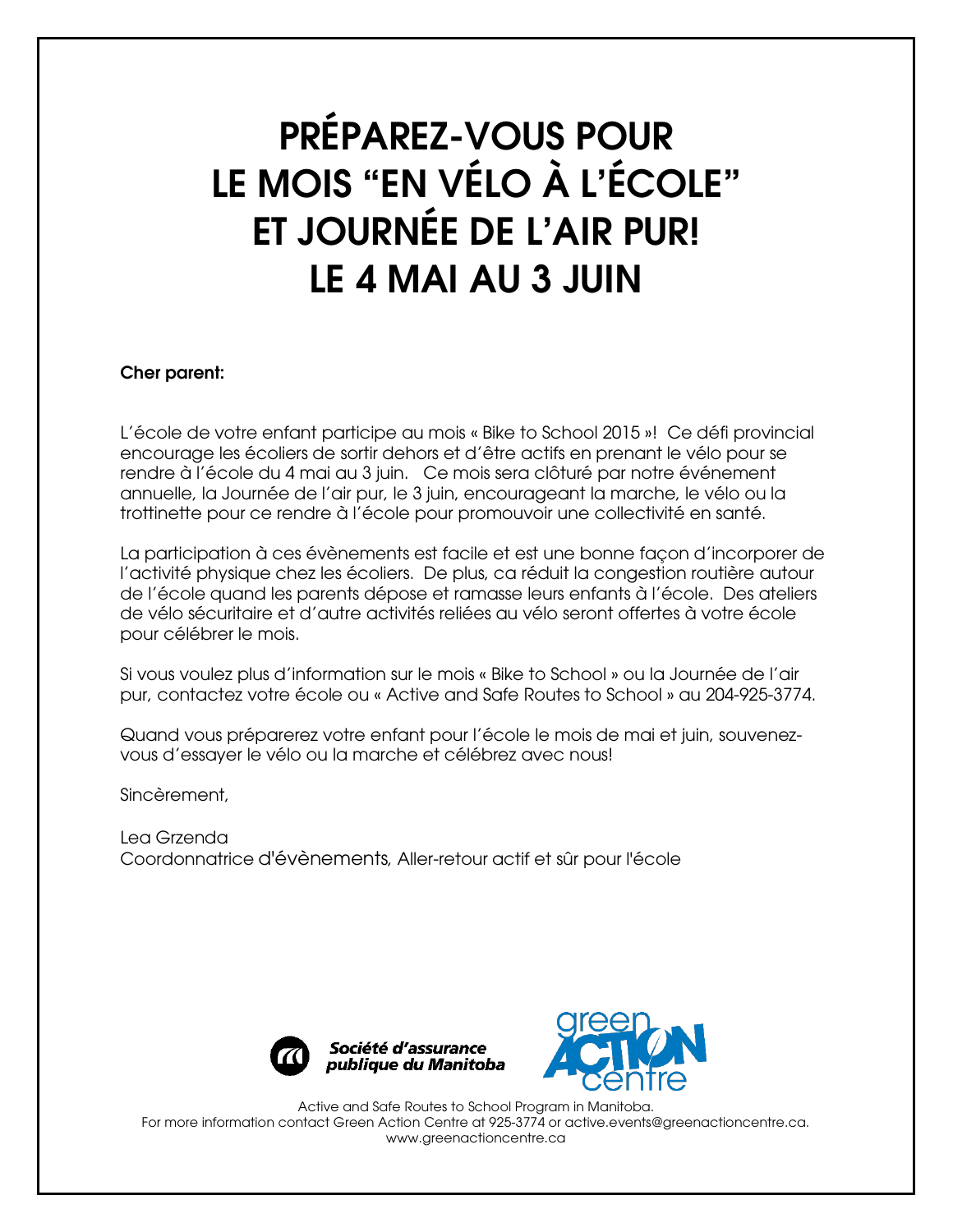# PRÉPAREZ-VOUS POUR LE MOIS "EN VÉLO À L'ÉCOLE" ET JOURNÉE DE L'AIR PUR! LE 4 MAI AU 3 JUIN

**Cher parent:**

L'école de votre enfant participe au mois « Bike to School 2015 »! Ce défi provincial encourage les écoliers de sortir dehors et d'être actifs en prenant le vélo pour se rendre à l'école du 4 mai au 3 juin. Ce mois sera clôturé par notre événement annuelle, la Journée de l'air pur, le 3 juin, encourageant la marche, le vélo ou la trottinette pour ce rendre à l'école pour promouvoir une collectivité en santé.

La participation à ces évènements est facile et est une bonne façon d'incorporer de l'activité physique chez les écoliers. De plus, ca réduit la congestion routière autour de l'école quand les parents dépose et ramasse leurs enfants à l'école. Des ateliers de vélo sécuritaire et d'autre activités reliées au vélo seront offertes à votre école pour célébrer le mois.

Si vous voulez plus d'information sur le mois « Bike to School » ou la Journée de l'air pur, contactez votre école ou « Active and Safe Routes to School » au 204-925-3774.

Quand vous préparerez votre enfant pour l'école le mois de mai et juin, souvenez-vous d'essayer le vélo ou la marche et célébrez avec nous!

Sincèrement,

Lea Grzenda
Coordonnatrice d'évènements, Aller-retour actif et sûr pour l'école

*Société d'assurance publique du Manitoba*

green ACTION centre

Active and Safe Routes to School Program in Manitoba.
For more information contact Green Action Centre at 925-3774 or active.events@greenactioncentre.ca.
www.greenactioncentre.ca